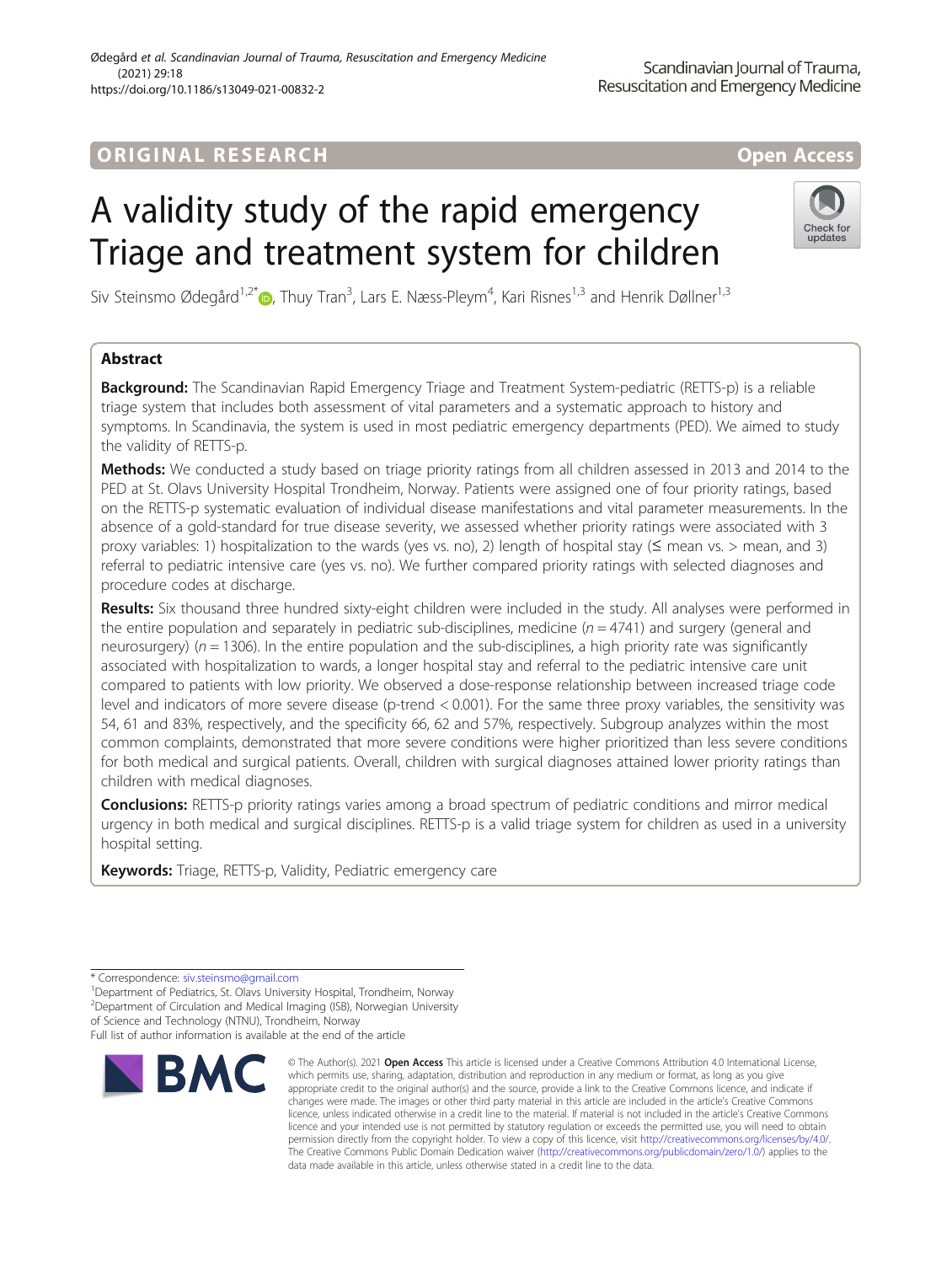ORIGINAL RESEARCH

Open Access

# A validity study of the rapid emergency Triage and treatment system for children

Siv Steinsmo Ødegård[1,2*], Thuy Tran[3], Lars E. Næss-Pleym[4], Kari Risnes[1,3] and Henrik Døllner[1,3]

## Abstract

**Background:** The Scandinavian Rapid Emergency Triage and Treatment System-pediatric (RETTS-p) is a reliable triage system that includes both assessment of vital parameters and a systematic approach to history and symptoms. In Scandinavia, the system is used in most pediatric emergency departments (PED). We aimed to study the validity of RETTS-p.

**Methods:** We conducted a study based on triage priority ratings from all children assessed in 2013 and 2014 to the PED at St. Olavs University Hospital Trondheim, Norway. Patients were assigned one of four priority ratings, based on the RETTS-p systematic evaluation of individual disease manifestations and vital parameter measurements. In the absence of a gold-standard for true disease severity, we assessed whether priority ratings were associated with 3 proxy variables: 1) hospitalization to the wards (yes vs. no), 2) length of hospital stay (≤ mean vs. > mean, and 3) referral to pediatric intensive care (yes vs. no). We further compared priority ratings with selected diagnoses and procedure codes at discharge.

**Results:** Six thousand three hundred sixty-eight children were included in the study. All analyses were performed in the entire population and separately in pediatric sub-disciplines, medicine ($n = 4741$) and surgery (general and neurosurgery) ($n = 1306$). In the entire population and the sub-disciplines, a high priority rate was significantly associated with hospitalization to wards, a longer hospital stay and referral to the pediatric intensive care unit compared to patients with low priority. We observed a dose-response relationship between increased triage code level and indicators of more severe disease (p-trend < 0.001). For the same three proxy variables, the sensitivity was 54, 61 and 83%, respectively, and the specificity 66, 62 and 57%, respectively. Subgroup analyzes within the most common complaints, demonstrated that more severe conditions were higher prioritized than less severe conditions for both medical and surgical patients. Overall, children with surgical diagnoses attained lower priority ratings than children with medical diagnoses.

**Conclusions:** RETTS-p priority ratings varies among a broad spectrum of pediatric conditions and mirror medical urgency in both medical and surgical disciplines. RETTS-p is a valid triage system for children as used in a university hospital setting.

**Keywords:** Triage, RETTS-p, Validity, Pediatric emergency care

---

* Correspondence: siv.steinsmo@gmail.com
[1]Department of Pediatrics, St. Olavs University Hospital, Trondheim, Norway
[2]Department of Circulation and Medical Imaging (ISB), Norwegian University of Science and Technology (NTNU), Trondheim, Norway
Full list of author information is available at the end of the article

© The Author(s). 2021 **Open Access** This article is licensed under a Creative Commons Attribution 4.0 International License, which permits use, sharing, adaptation, distribution and reproduction in any medium or format, as long as you give appropriate credit to the original author(s) and the source, provide a link to the Creative Commons licence, and indicate if changes were made. The images or other third party material in this article are included in the article's Creative Commons licence, unless indicated otherwise in a credit line to the material. If material is not included in the article's Creative Commons licence and your intended use is not permitted by statutory regulation or exceeds the permitted use, you will need to obtain permission directly from the copyright holder. To view a copy of this licence, visit http://creativecommons.org/licenses/by/4.0/. The Creative Commons Public Domain Dedication waiver (http://creativecommons.org/publicdomain/zero/1.0/) applies to the data made available in this article, unless otherwise stated in a credit line to the data.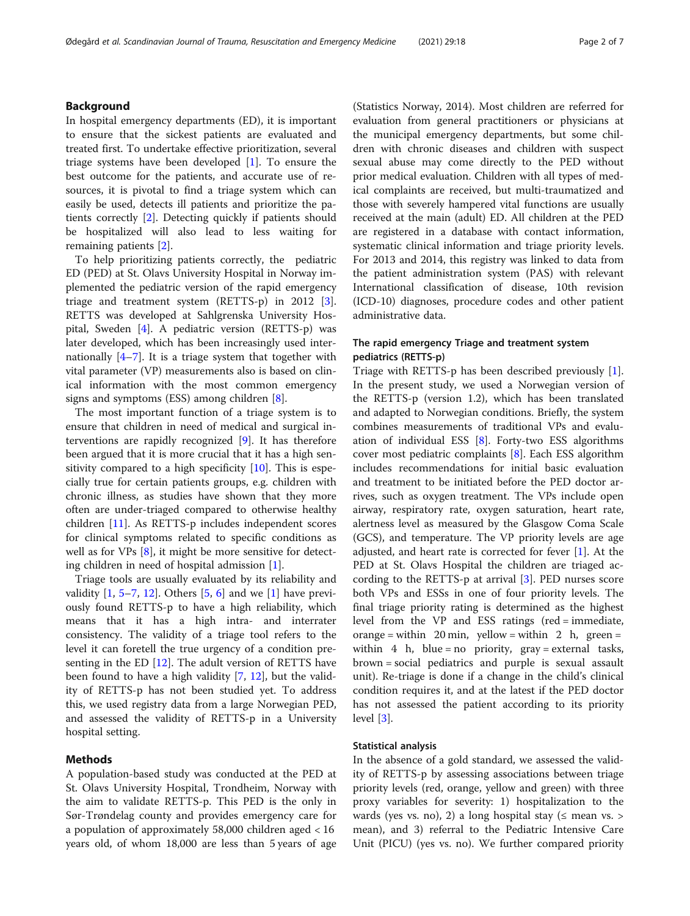## Background

In hospital emergency departments (ED), it is important to ensure that the sickest patients are evaluated and treated first. To undertake effective prioritization, several triage systems have been developed [1]. To ensure the best outcome for the patients, and accurate use of resources, it is pivotal to find a triage system which can easily be used, detects ill patients and prioritize the patients correctly [2]. Detecting quickly if patients should be hospitalized will also lead to less waiting for remaining patients [2].

To help prioritizing patients correctly, the pediatric ED (PED) at St. Olavs University Hospital in Norway implemented the pediatric version of the rapid emergency triage and treatment system (RETTS-p) in 2012 [3]. RETTS was developed at Sahlgrenska University Hospital, Sweden [4]. A pediatric version (RETTS-p) was later developed, which has been increasingly used internationally [4–7]. It is a triage system that together with vital parameter (VP) measurements also is based on clinical information with the most common emergency signs and symptoms (ESS) among children [8].

The most important function of a triage system is to ensure that children in need of medical and surgical interventions are rapidly recognized [9]. It has therefore been argued that it is more crucial that it has a high sensitivity compared to a high specificity [10]. This is especially true for certain patients groups, e.g. children with chronic illness, as studies have shown that they more often are under-triaged compared to otherwise healthy children [11]. As RETTS-p includes independent scores for clinical symptoms related to specific conditions as well as for VPs [8], it might be more sensitive for detecting children in need of hospital admission [1].

Triage tools are usually evaluated by its reliability and validity [1, 5–7, 12]. Others [5, 6] and we [1] have previously found RETTS-p to have a high reliability, which means that it has a high intra- and interrater consistency. The validity of a triage tool refers to the level it can foretell the true urgency of a condition presenting in the ED [12]. The adult version of RETTS have been found to have a high validity [7, 12], but the validity of RETTS-p has not been studied yet. To address this, we used registry data from a large Norwegian PED, and assessed the validity of RETTS-p in a University hospital setting.

## Methods

A population-based study was conducted at the PED at St. Olavs University Hospital, Trondheim, Norway with the aim to validate RETTS-p. This PED is the only in Sør-Trøndelag county and provides emergency care for a population of approximately 58,000 children aged < 16 years old, of whom 18,000 are less than 5 years of age (Statistics Norway, 2014). Most children are referred for evaluation from general practitioners or physicians at the municipal emergency departments, but some children with chronic diseases and children with suspect sexual abuse may come directly to the PED without prior medical evaluation. Children with all types of medical complaints are received, but multi-traumatized and those with severely hampered vital functions are usually received at the main (adult) ED. All children at the PED are registered in a database with contact information, systematic clinical information and triage priority levels. For 2013 and 2014, this registry was linked to data from the patient administration system (PAS) with relevant International classification of disease, 10th revision (ICD-10) diagnoses, procedure codes and other patient administrative data.

### The rapid emergency Triage and treatment system pediatrics (RETTS-p)

Triage with RETTS-p has been described previously [1]. In the present study, we used a Norwegian version of the RETTS-p (version 1.2), which has been translated and adapted to Norwegian conditions. Briefly, the system combines measurements of traditional VPs and evaluation of individual ESS [8]. Forty-two ESS algorithms cover most pediatric complaints [8]. Each ESS algorithm includes recommendations for initial basic evaluation and treatment to be initiated before the PED doctor arrives, such as oxygen treatment. The VPs include open airway, respiratory rate, oxygen saturation, heart rate, alertness level as measured by the Glasgow Coma Scale (GCS), and temperature. The VP priority levels are age adjusted, and heart rate is corrected for fever [1]. At the PED at St. Olavs Hospital the children are triaged according to the RETTS-p at arrival [3]. PED nurses score both VPs and ESSs in one of four priority levels. The final triage priority rating is determined as the highest level from the VP and ESS ratings (red = immediate, orange = within 20 min, yellow = within 2 h, green = within 4 h, blue = no priority, gray = external tasks, brown = social pediatrics and purple is sexual assault unit). Re-triage is done if a change in the child's clinical condition requires it, and at the latest if the PED doctor has not assessed the patient according to its priority level [3].

### Statistical analysis

In the absence of a gold standard, we assessed the validity of RETTS-p by assessing associations between triage priority levels (red, orange, yellow and green) with three proxy variables for severity: 1) hospitalization to the wards (yes vs. no), 2) a long hospital stay (≤ mean vs. > mean), and 3) referral to the Pediatric Intensive Care Unit (PICU) (yes vs. no). We further compared priority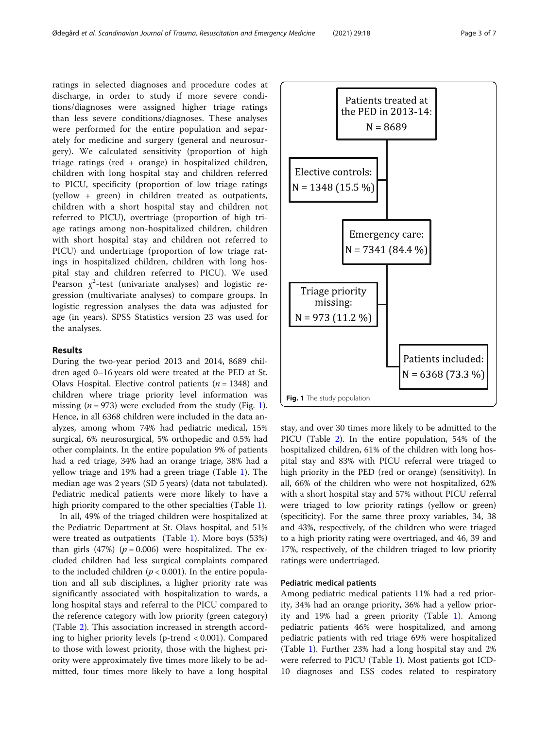ratings in selected diagnoses and procedure codes at discharge, in order to study if more severe conditions/diagnoses were assigned higher triage ratings than less severe conditions/diagnoses. These analyses were performed for the entire population and separately for medicine and surgery (general and neurosurgery). We calculated sensitivity (proportion of high triage ratings (red + orange) in hospitalized children, children with long hospital stay and children referred to PICU, specificity (proportion of low triage ratings (yellow + green) in children treated as outpatients, children with a short hospital stay and children not referred to PICU), overtriage (proportion of high triage ratings among non-hospitalized children, children with short hospital stay and children not referred to PICU) and undertriage (proportion of low triage ratings in hospitalized children, children with long hospital stay and children referred to PICU). We used Pearson $\chi^2$-test (univariate analyses) and logistic regression (multivariate analyses) to compare groups. In logistic regression analyses the data was adjusted for age (in years). SPSS Statistics version 23 was used for the analyses.

## Results

During the two-year period 2013 and 2014, 8689 children aged 0–16 years old were treated at the PED at St. Olavs Hospital. Elective control patients ($n = 1348$) and children where triage priority level information was missing ($n = 973$) were excluded from the study (Fig. 1). Hence, in all 6368 children were included in the data analyzes, among whom 74% had pediatric medical, 15% surgical, 6% neurosurgical, 5% orthopedic and 0.5% had other complaints. In the entire population 9% of patients had a red triage, 34% had an orange triage, 38% had a yellow triage and 19% had a green triage (Table 1). The median age was 2 years (SD 5 years) (data not tabulated). Pediatric medical patients were more likely to have a high priority compared to the other specialties (Table 1).

In all, 49% of the triaged children were hospitalized at the Pediatric Department at St. Olavs hospital, and 51% were treated as outpatients (Table 1). More boys (53%) than girls (47%) ($p = 0.006$) were hospitalized. The excluded children had less surgical complaints compared to the included children ($p < 0.001$). In the entire population and all sub disciplines, a higher priority rate was significantly associated with hospitalization to wards, a long hospital stays and referral to the PICU compared to the reference category with low priority (green category) (Table 2). This association increased in strength according to higher priority levels (p-trend < 0.001). Compared to those with lowest priority, those with the highest priority were approximately five times more likely to be admitted, four times more likely to have a long hospital stay, and over 30 times more likely to be admitted to the PICU (Table 2). In the entire population, 54% of the hospitalized children, 61% of the children with long hospital stay and 83% with PICU referral were triaged to high priority in the PED (red or orange) (sensitivity). In all, 66% of the children who were not hospitalized, 62% with a short hospital stay and 57% without PICU referral were triaged to low priority ratings (yellow or green) (specificity). For the same three proxy variables, 34, 38 and 43%, respectively, of the children who were triaged to a high priority rating were overtriaged, and 46, 39 and 17%, respectively, of the children triaged to low priority ratings were undertriaged.

Patients treated at the PED in 2013-14: N = 8689
Elective controls: N = 1348 (15.5 %)
Emergency care: N = 7341 (84.4 %)
Triage priority missing: N = 973 (11.2 %)
Patients included: N = 6368 (73.3 %)

**Fig. 1** The study population

### Pediatric medical patients

Among pediatric medical patients 11% had a red priority, 34% had an orange priority, 36% had a yellow priority and 19% had a green priority (Table 1). Among pediatric patients 46% were hospitalized, and among pediatric patients with red triage 69% were hospitalized (Table 1). Further 23% had a long hospital stay and 2% were referred to PICU (Table 1). Most patients got ICD-10 diagnoses and ESS codes related to respiratory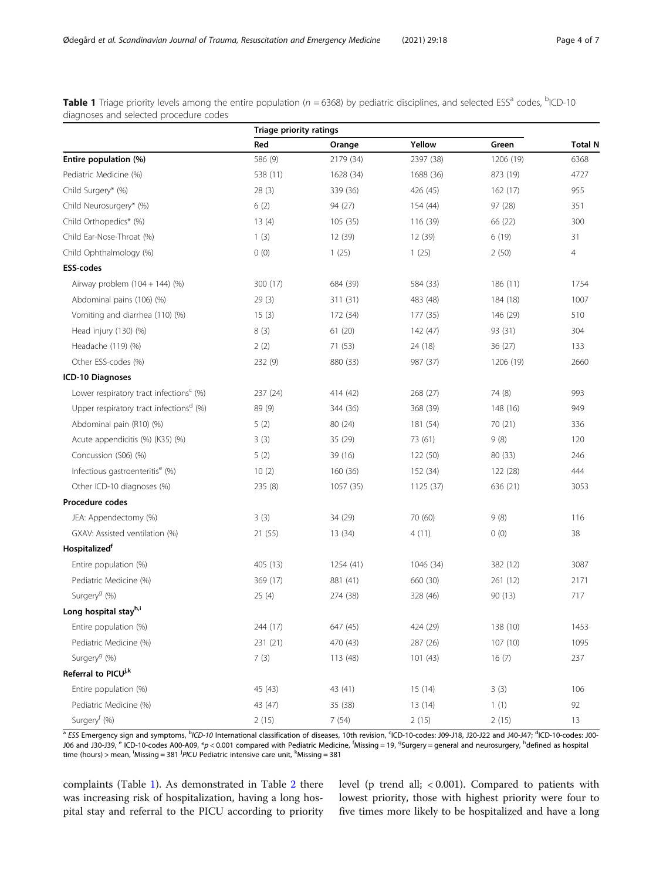**Table 1** Triage priority levels among the entire population ($n$ = 6368) by pediatric disciplines, and selected ESS[a] codes, [b]ICD-10 diagnoses and selected procedure codes

| | Triage priority ratings | | | | |
|---|---|---|---|---|---|
| | Red | Orange | Yellow | Green | Total N |
| **Entire population (%)** | 586 (9) | 2179 (34) | 2397 (38) | 1206 (19) | 6368 |
| Pediatric Medicine (%) | 538 (11) | 1628 (34) | 1688 (36) | 873 (19) | 4727 |
| Child Surgery* (%) | 28 (3) | 339 (36) | 426 (45) | 162 (17) | 955 |
| Child Neurosurgery* (%) | 6 (2) | 94 (27) | 154 (44) | 97 (28) | 351 |
| Child Orthopedics* (%) | 13 (4) | 105 (35) | 116 (39) | 66 (22) | 300 |
| Child Ear-Nose-Throat (%) | 1 (3) | 12 (39) | 12 (39) | 6 (19) | 31 |
| Child Ophthalmology (%) | 0 (0) | 1 (25) | 1 (25) | 2 (50) | 4 |
| **ESS-codes** | | | | | |
| Airway problem (104 + 144) (%) | 300 (17) | 684 (39) | 584 (33) | 186 (11) | 1754 |
| Abdominal pains (106) (%) | 29 (3) | 311 (31) | 483 (48) | 184 (18) | 1007 |
| Vomiting and diarrhea (110) (%) | 15 (3) | 172 (34) | 177 (35) | 146 (29) | 510 |
| Head injury (130) (%) | 8 (3) | 61 (20) | 142 (47) | 93 (31) | 304 |
| Headache (119) (%) | 2 (2) | 71 (53) | 24 (18) | 36 (27) | 133 |
| Other ESS-codes (%) | 232 (9) | 880 (33) | 987 (37) | 1206 (19) | 2660 |
| **ICD-10 Diagnoses** | | | | | |
| Lower respiratory tract infections[c] (%) | 237 (24) | 414 (42) | 268 (27) | 74 (8) | 993 |
| Upper respiratory tract infections[d] (%) | 89 (9) | 344 (36) | 368 (39) | 148 (16) | 949 |
| Abdominal pain (R10) (%) | 5 (2) | 80 (24) | 181 (54) | 70 (21) | 336 |
| Acute appendicitis (%) (K35) (%) | 3 (3) | 35 (29) | 73 (61) | 9 (8) | 120 |
| Concussion (S06) (%) | 5 (2) | 39 (16) | 122 (50) | 80 (33) | 246 |
| Infectious gastroenteritis[e] (%) | 10 (2) | 160 (36) | 152 (34) | 122 (28) | 444 |
| Other ICD-10 diagnoses (%) | 235 (8) | 1057 (35) | 1125 (37) | 636 (21) | 3053 |
| **Procedure codes** | | | | | |
| JEA: Appendectomy (%) | 3 (3) | 34 (29) | 70 (60) | 9 (8) | 116 |
| GXAV: Assisted ventilation (%) | 21 (55) | 13 (34) | 4 (11) | 0 (0) | 38 |
| **Hospitalized[f]** | | | | | |
| Entire population (%) | 405 (13) | 1254 (41) | 1046 (34) | 382 (12) | 3087 |
| Pediatric Medicine (%) | 369 (17) | 881 (41) | 660 (30) | 261 (12) | 2171 |
| Surgery[g] (%) | 25 (4) | 274 (38) | 328 (46) | 90 (13) | 717 |
| **Long hospital stay[h,i]** | | | | | |
| Entire population (%) | 244 (17) | 647 (45) | 424 (29) | 138 (10) | 1453 |
| Pediatric Medicine (%) | 231 (21) | 470 (43) | 287 (26) | 107 (10) | 1095 |
| Surgery[g] (%) | 7 (3) | 113 (48) | 101 (43) | 16 (7) | 237 |
| **Referral to PICU[j,k]** | | | | | |
| Entire population (%) | 45 (43) | 43 (41) | 15 (14) | 3 (3) | 106 |
| Pediatric Medicine (%) | 43 (47) | 35 (38) | 13 (14) | 1 (1) | 92 |
| Surgery[f] (%) | 2 (15) | 7 (54) | 2 (15) | 2 (15) | 13 |

[a] *ESS* Emergency sign and symptoms, [b]*ICD-10* International classification of diseases, 10th revision, [c]ICD-10-codes: J09-J18, J20-J22 and J40-J47; [d]ICD-10-codes: J00-J06 and J30-J39, [e] ICD-10-codes A00-A09, *$p$ < 0.001 compared with Pediatric Medicine, [f]Missing = 19, [g]Surgery = general and neurosurgery, [h]defined as hospital time (hours) > mean, [i]Missing = 381 [j]*PICU* Pediatric intensive care unit, [k]Missing = 381

complaints (Table 1). As demonstrated in Table 2 there was increasing risk of hospitalization, having a long hospital stay and referral to the PICU according to priority level (p trend all; < 0.001). Compared to patients with lowest priority, those with highest priority were four to five times more likely to be hospitalized and have a long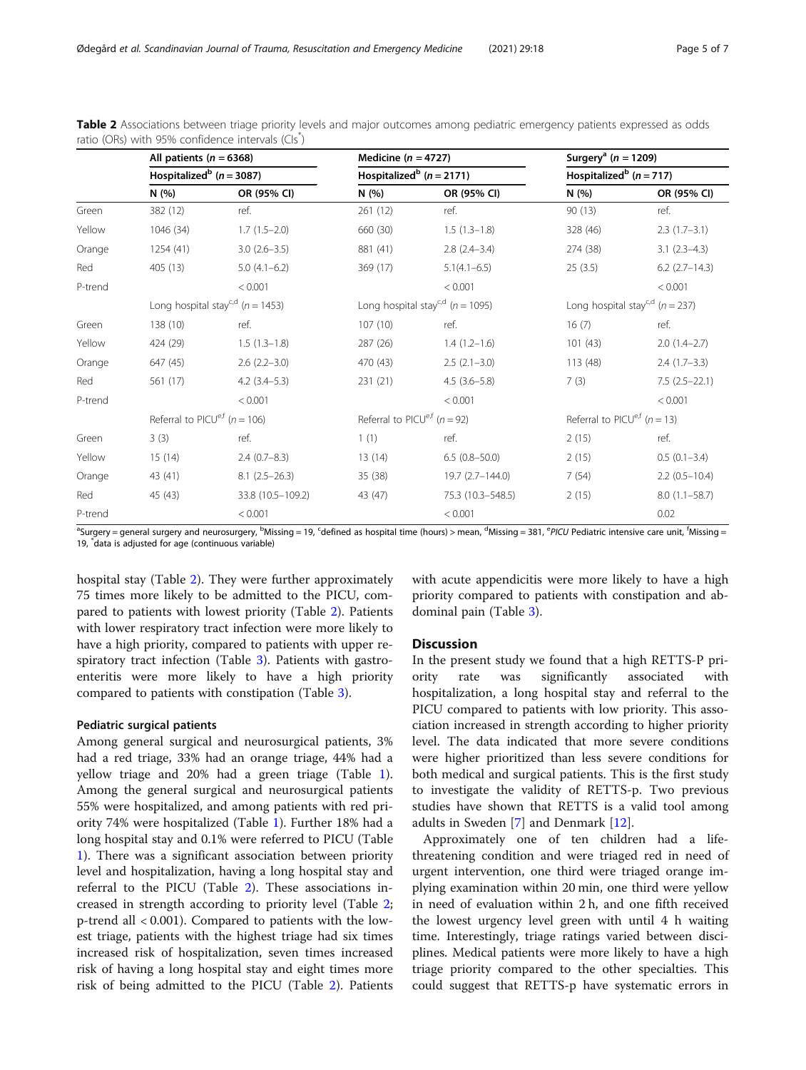**Table 2** Associations between triage priority levels and major outcomes among pediatric emergency patients expressed as odds ratio (ORs) with 95% confidence intervals (CIs[*])

| | All patients ($n = 6368$) | | Medicine ($n = 4727$) | | Surgery[a] ($n = 1209$) | |
|---|---|---|---|---|---|---|
| | Hospitalized[b] ($n = 3087$) | | Hospitalized[b] ($n = 2171$) | | Hospitalized[b] ($n = 717$) | |
| | N (%) | OR (95% CI) | N (%) | OR (95% CI) | N (%) | OR (95% CI) |
| Green | 382 (12) | ref. | 261 (12) | ref. | 90 (13) | ref. |
| Yellow | 1046 (34) | 1.7 (1.5–2.0) | 660 (30) | 1.5 (1.3–1.8) | 328 (46) | 2.3 (1.7–3.1) |
| Orange | 1254 (41) | 3.0 (2.6–3.5) | 881 (41) | 2.8 (2.4–3.4) | 274 (38) | 3.1 (2.3–4.3) |
| Red | 405 (13) | 5.0 (4.1–6.2) | 369 (17) | 5.1(4.1–6.5) | 25 (3.5) | 6.2 (2.7–14.3) |
| P-trend | | < 0.001 | | < 0.001 | | < 0.001 |
| | Long hospital stay[c,d] ($n = 1453$) | | Long hospital stay[c,d] ($n = 1095$) | | Long hospital stay[c,d] ($n = 237$) | |
| Green | 138 (10) | ref. | 107 (10) | ref. | 16 (7) | ref. |
| Yellow | 424 (29) | 1.5 (1.3–1.8) | 287 (26) | 1.4 (1.2–1.6) | 101 (43) | 2.0 (1.4–2.7) |
| Orange | 647 (45) | 2.6 (2.2–3.0) | 470 (43) | 2.5 (2.1–3.0) | 113 (48) | 2.4 (1.7–3.3) |
| Red | 561 (17) | 4.2 (3.4–5.3) | 231 (21) | 4.5 (3.6–5.8) | 7 (3) | 7.5 (2.5–22.1) |
| P-trend | | < 0.001 | | < 0.001 | | < 0.001 |
| | Referral to PICU[e,f] ($n = 106$) | | Referral to PICU[e,f] ($n = 92$) | | Referral to PICU[e,f] ($n = 13$) | |
| Green | 3 (3) | ref. | 1 (1) | ref. | 2 (15) | ref. |
| Yellow | 15 (14) | 2.4 (0.7–8.3) | 13 (14) | 6.5 (0.8–50.0) | 2 (15) | 0.5 (0.1–3.4) |
| Orange | 43 (41) | 8.1 (2.5–26.3) | 35 (38) | 19.7 (2.7–144.0) | 7 (54) | 2.2 (0.5–10.4) |
| Red | 45 (43) | 33.8 (10.5–109.2) | 43 (47) | 75.3 (10.3–548.5) | 2 (15) | 8.0 (1.1–58.7) |
| P-trend | | < 0.001 | | < 0.001 | | 0.02 |

[a]Surgery = general surgery and neurosurgery, [b]Missing = 19, [c]defined as hospital time (hours) > mean, [d]Missing = 381, [e]*PICU* Pediatric intensive care unit, [f]Missing = 19, [*]data is adjusted for age (continuous variable)

hospital stay (Table 2). They were further approximately 75 times more likely to be admitted to the PICU, compared to patients with lowest priority (Table 2). Patients with lower respiratory tract infection were more likely to have a high priority, compared to patients with upper respiratory tract infection (Table 3). Patients with gastroenteritis were more likely to have a high priority compared to patients with constipation (Table 3).

### Pediatric surgical patients

Among general surgical and neurosurgical patients, 3% had a red triage, 33% had an orange triage, 44% had a yellow triage and 20% had a green triage (Table 1). Among the general surgical and neurosurgical patients 55% were hospitalized, and among patients with red priority 74% were hospitalized (Table 1). Further 18% had a long hospital stay and 0.1% were referred to PICU (Table 1). There was a significant association between priority level and hospitalization, having a long hospital stay and referral to the PICU (Table 2). These associations increased in strength according to priority level (Table 2; p-trend all < 0.001). Compared to patients with the lowest triage, patients with the highest triage had six times increased risk of hospitalization, seven times increased risk of having a long hospital stay and eight times more risk of being admitted to the PICU (Table 2). Patients with acute appendicitis were more likely to have a high priority compared to patients with constipation and abdominal pain (Table 3).

## Discussion

In the present study we found that a high RETTS-P priority rate was significantly associated with hospitalization, a long hospital stay and referral to the PICU compared to patients with low priority. This association increased in strength according to higher priority level. The data indicated that more severe conditions were higher prioritized than less severe conditions for both medical and surgical patients. This is the first study to investigate the validity of RETTS-p. Two previous studies have shown that RETTS is a valid tool among adults in Sweden [7] and Denmark [12].

Approximately one of ten children had a life-threatening condition and were triaged red in need of urgent intervention, one third were triaged orange implying examination within 20 min, one third were yellow in need of evaluation within 2 h, and one fifth received the lowest urgency level green with until 4 h waiting time. Interestingly, triage ratings varied between disciplines. Medical patients were more likely to have a high triage priority compared to the other specialties. This could suggest that RETTS-p have systematic errors in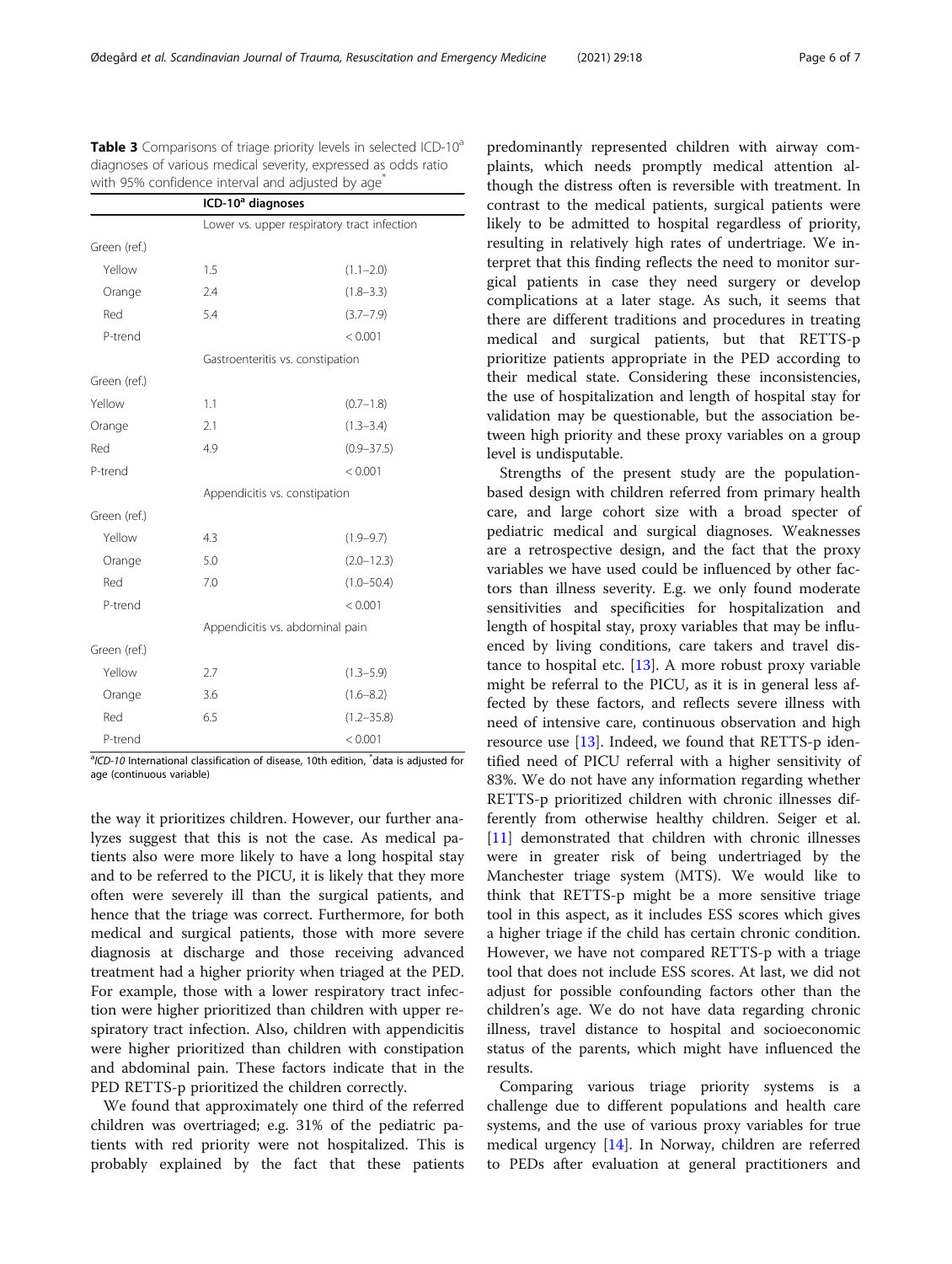**Table 3** Comparisons of triage priority levels in selected ICD-10[a] diagnoses of various medical severity, expressed as odds ratio with 95% confidence interval and adjusted by age[*]

| | ICD-10[a] diagnoses | |
|---|---|---|
| | Lower vs. upper respiratory tract infection | |
| Green (ref.) | | |
| Yellow | 1.5 | (1.1–2.0) |
| Orange | 2.4 | (1.8–3.3) |
| Red | 5.4 | (3.7–7.9) |
| P-trend | | < 0.001 |
| | Gastroenteritis vs. constipation | |
| Green (ref.) | | |
| Yellow | 1.1 | (0.7–1.8) |
| Orange | 2.1 | (1.3–3.4) |
| Red | 4.9 | (0.9–37.5) |
| P-trend | | < 0.001 |
| | Appendicitis vs. constipation | |
| Green (ref.) | | |
| Yellow | 4.3 | (1.9–9.7) |
| Orange | 5.0 | (2.0–12.3) |
| Red | 7.0 | (1.0–50.4) |
| P-trend | | < 0.001 |
| | Appendicitis vs. abdominal pain | |
| Green (ref.) | | |
| Yellow | 2.7 | (1.3–5.9) |
| Orange | 3.6 | (1.6–8.2) |
| Red | 6.5 | (1.2–35.8) |
| P-trend | | < 0.001 |

[a]*ICD-10* International classification of disease, 10th edition, [*]data is adjusted for age (continuous variable)

the way it prioritizes children. However, our further analyzes suggest that this is not the case. As medical patients also were more likely to have a long hospital stay and to be referred to the PICU, it is likely that they more often were severely ill than the surgical patients, and hence that the triage was correct. Furthermore, for both medical and surgical patients, those with more severe diagnosis at discharge and those receiving advanced treatment had a higher priority when triaged at the PED. For example, those with a lower respiratory tract infection were higher prioritized than children with upper respiratory tract infection. Also, children with appendicitis were higher prioritized than children with constipation and abdominal pain. These factors indicate that in the PED RETTS-p prioritized the children correctly.

We found that approximately one third of the referred children was overtriaged; e.g. 31% of the pediatric patients with red priority were not hospitalized. This is probably explained by the fact that these patients predominantly represented children with airway complaints, which needs promptly medical attention although the distress often is reversible with treatment. In contrast to the medical patients, surgical patients were likely to be admitted to hospital regardless of priority, resulting in relatively high rates of undertriage. We interpret that this finding reflects the need to monitor surgical patients in case they need surgery or develop complications at a later stage. As such, it seems that there are different traditions and procedures in treating medical and surgical patients, but that RETTS-p prioritize patients appropriate in the PED according to their medical state. Considering these inconsistencies, the use of hospitalization and length of hospital stay for validation may be questionable, but the association between high priority and these proxy variables on a group level is undisputable.

Strengths of the present study are the population-based design with children referred from primary health care, and large cohort size with a broad specter of pediatric medical and surgical diagnoses. Weaknesses are a retrospective design, and the fact that the proxy variables we have used could be influenced by other factors than illness severity. E.g. we only found moderate sensitivities and specificities for hospitalization and length of hospital stay, proxy variables that may be influenced by living conditions, care takers and travel distance to hospital etc. [13]. A more robust proxy variable might be referral to the PICU, as it is in general less affected by these factors, and reflects severe illness with need of intensive care, continuous observation and high resource use [13]. Indeed, we found that RETTS-p identified need of PICU referral with a higher sensitivity of 83%. We do not have any information regarding whether RETTS-p prioritized children with chronic illnesses differently from otherwise healthy children. Seiger et al. [11] demonstrated that children with chronic illnesses were in greater risk of being undertriaged by the Manchester triage system (MTS). We would like to think that RETTS-p might be a more sensitive triage tool in this aspect, as it includes ESS scores which gives a higher triage if the child has certain chronic condition. However, we have not compared RETTS-p with a triage tool that does not include ESS scores. At last, we did not adjust for possible confounding factors other than the children's age. We do not have data regarding chronic illness, travel distance to hospital and socioeconomic status of the parents, which might have influenced the results.

Comparing various triage priority systems is a challenge due to different populations and health care systems, and the use of various proxy variables for true medical urgency [14]. In Norway, children are referred to PEDs after evaluation at general practitioners and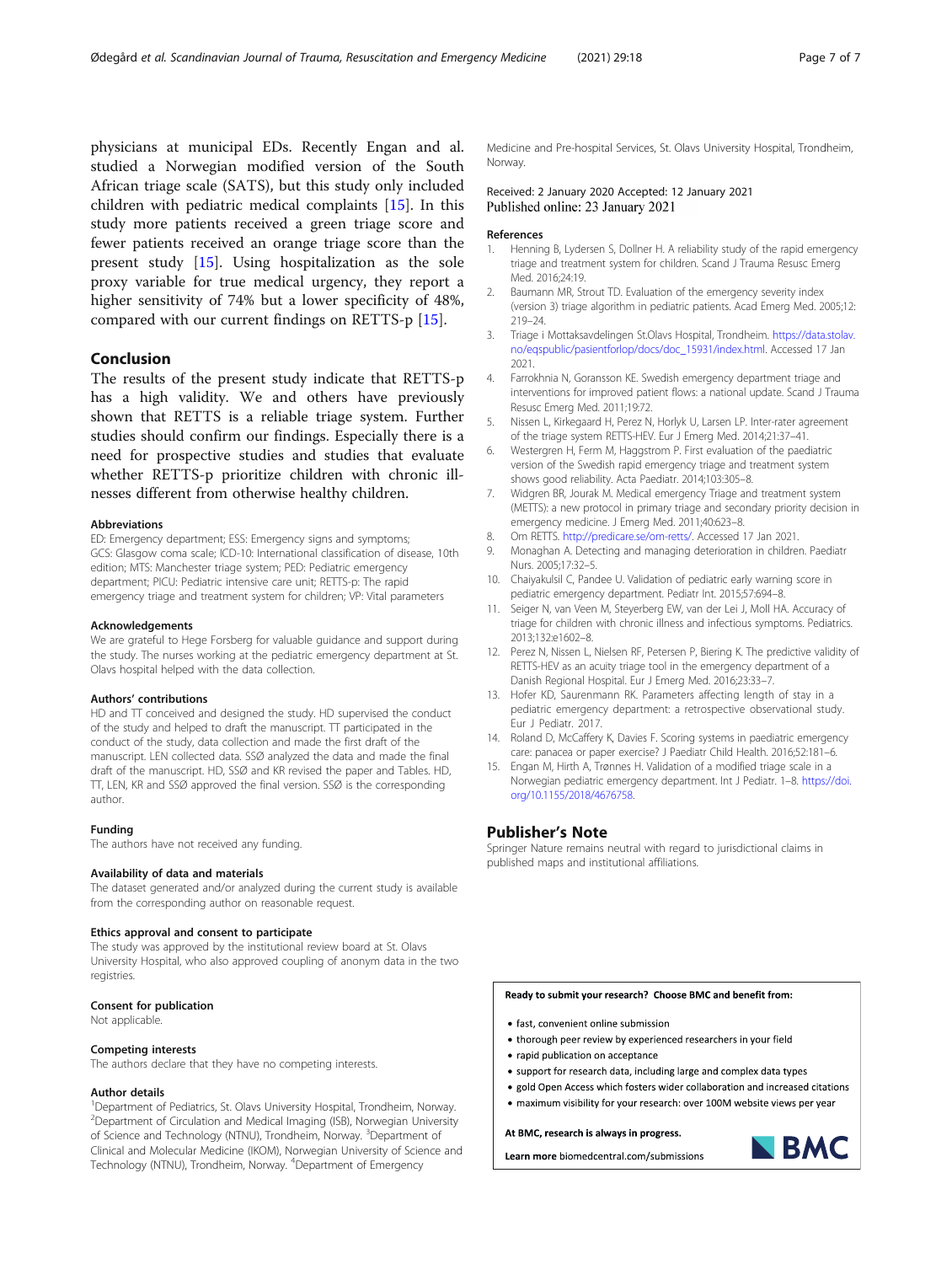physicians at municipal EDs. Recently Engan and al. studied a Norwegian modified version of the South African triage scale (SATS), but this study only included children with pediatric medical complaints [15]. In this study more patients received a green triage score and fewer patients received an orange triage score than the present study [15]. Using hospitalization as the sole proxy variable for true medical urgency, they report a higher sensitivity of 74% but a lower specificity of 48%, compared with our current findings on RETTS-p [15].

## Conclusion

The results of the present study indicate that RETTS-p has a high validity. We and others have previously shown that RETTS is a reliable triage system. Further studies should confirm our findings. Especially there is a need for prospective studies and studies that evaluate whether RETTS-p prioritize children with chronic illnesses different from otherwise healthy children.

### Abbreviations

ED: Emergency department; ESS: Emergency signs and symptoms; GCS: Glasgow coma scale; ICD-10: International classification of disease, 10th edition; MTS: Manchester triage system; PED: Pediatric emergency department; PICU: Pediatric intensive care unit; RETTS-p: The rapid emergency triage and treatment system for children; VP: Vital parameters

### Acknowledgements

We are grateful to Hege Forsberg for valuable guidance and support during the study. The nurses working at the pediatric emergency department at St. Olavs hospital helped with the data collection.

### Authors' contributions

HD and TT conceived and designed the study. HD supervised the conduct of the study and helped to draft the manuscript. TT participated in the conduct of the study, data collection and made the first draft of the manuscript. LEN collected data. SSØ analyzed the data and made the final draft of the manuscript. HD, SSØ and KR revised the paper and Tables. HD, TT, LEN, KR and SSØ approved the final version. SSØ is the corresponding author.

### Funding

The authors have not received any funding.

### Availability of data and materials

The dataset generated and/or analyzed during the current study is available from the corresponding author on reasonable request.

### Ethics approval and consent to participate

The study was approved by the institutional review board at St. Olavs University Hospital, who also approved coupling of anonym data in the two registries.

### Consent for publication

Not applicable.

### Competing interests

The authors declare that they have no competing interests.

### Author details

[1]Department of Pediatrics, St. Olavs University Hospital, Trondheim, Norway. [2]Department of Circulation and Medical Imaging (ISB), Norwegian University of Science and Technology (NTNU), Trondheim, Norway. [3]Department of Clinical and Molecular Medicine (IKOM), Norwegian University of Science and Technology (NTNU), Trondheim, Norway. [4]Department of Emergency Medicine and Pre-hospital Services, St. Olavs University Hospital, Trondheim, Norway.

Received: 2 January 2020 Accepted: 12 January 2021
Published online: 23 January 2021

### References

1. Henning B, Lydersen S, Dollner H. A reliability study of the rapid emergency triage and treatment system for children. Scand J Trauma Resusc Emerg Med. 2016;24:19.
2. Baumann MR, Strout TD. Evaluation of the emergency severity index (version 3) triage algorithm in pediatric patients. Acad Emerg Med. 2005;12:219–24.
3. Triage i Mottaksavdelingen St.Olavs Hospital, Trondheim. https://data.stolav.no/eqspublic/pasientforlop/docs/doc_15931/index.html. Accessed 17 Jan 2021.
4. Farrokhnia N, Goransson KE. Swedish emergency department triage and interventions for improved patient flows: a national update. Scand J Trauma Resusc Emerg Med. 2011;19:72.
5. Nissen L, Kirkegaard H, Perez N, Horlyk U, Larsen LP. Inter-rater agreement of the triage system RETTS-HEV. Eur J Emerg Med. 2014;21:37–41.
6. Westergren H, Ferm M, Haggstrom P. First evaluation of the paediatric version of the Swedish rapid emergency triage and treatment system shows good reliability. Acta Paediatr. 2014;103:305–8.
7. Widgren BR, Jourak M. Medical emergency Triage and treatment system (METTS): a new protocol in primary triage and secondary priority decision in emergency medicine. J Emerg Med. 2011;40:623–8.
8. Om RETTS. http://predicare.se/om-retts/. Accessed 17 Jan 2021.
9. Monaghan A. Detecting and managing deterioration in children. Paediatr Nurs. 2005;17:32–5.
10. Chaiyakulsil C, Pandee U. Validation of pediatric early warning score in pediatric emergency department. Pediatr Int. 2015;57:694–8.
11. Seiger N, van Veen M, Steyerberg EW, van der Lei J, Moll HA. Accuracy of triage for children with chronic illness and infectious symptoms. Pediatrics. 2013;132:e1602–8.
12. Perez N, Nissen L, Nielsen RF, Petersen P, Biering K. The predictive validity of RETTS-HEV as an acuity triage tool in the emergency department of a Danish Regional Hospital. Eur J Emerg Med. 2016;23:33–7.
13. Hofer KD, Saurenmann RK. Parameters affecting length of stay in a pediatric emergency department: a retrospective observational study. Eur J Pediatr. 2017.
14. Roland D, McCaffery K, Davies F. Scoring systems in paediatric emergency care: panacea or paper exercise? J Paediatr Child Health. 2016;52:181–6.
15. Engan M, Hirth A, Trønnes H. Validation of a modified triage scale in a Norwegian pediatric emergency department. Int J Pediatr. 1–8. https://doi.org/10.1155/2018/4676758.

## Publisher's Note

Springer Nature remains neutral with regard to jurisdictional claims in published maps and institutional affiliations.